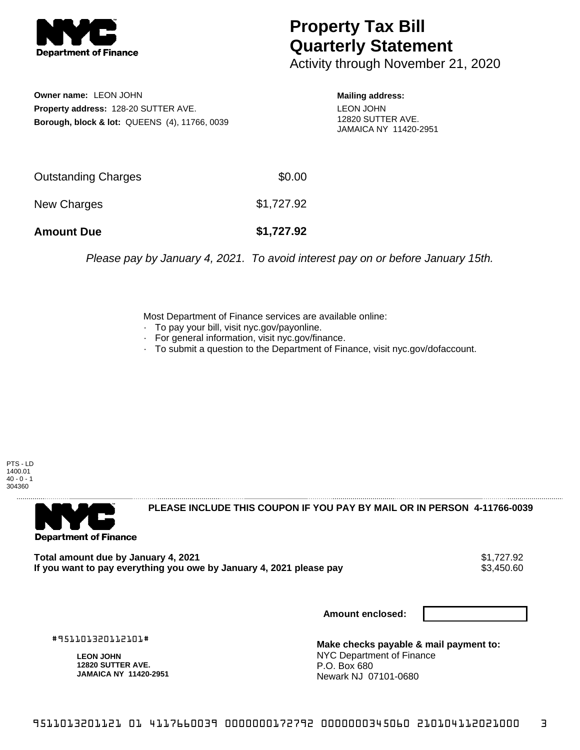# Property Tax Bill Quarterly Statement

Activity through November 21, 2020

**Owner name:** LEON JOHN
**Property address:** 128-20 SUTTER AVE.
**Borough, block & lot:** QUEENS (4), 11766, 0039

**Mailing address:**
LEON JOHN
12820 SUTTER AVE.
JAMAICA NY 11420-2951

| | |
|---|---|
| Outstanding Charges | $0.00 |
| New Charges | $1,727.92 |
| **Amount Due** | **$1,727.92** |

*Please pay by January 4, 2021. To avoid interest pay on or before January 15th.*

Most Department of Finance services are available online:

- To pay your bill, visit nyc.gov/payonline.
- For general information, visit nyc.gov/finance.
- To submit a question to the Department of Finance, visit nyc.gov/dofaccount.

PTS - LD
1400.01
40 - 0 - 1
304360

**PLEASE INCLUDE THIS COUPON IF YOU PAY BY MAIL OR IN PERSON 4-11766-0039**

| | |
|---|---|
| **Total amount due by January 4, 2021** | $1,727.92 |
| **If you want to pay everything you owe by January 4, 2021 please pay** | $3,450.60 |

**Amount enclosed:**

#951101320112101#

**LEON JOHN**
**12820 SUTTER AVE.**
**JAMAICA NY 11420-2951**

**Make checks payable & mail payment to:**
NYC Department of Finance
P.O. Box 680
Newark NJ 07101-0680

9511013201121 01 4117660039 0000000172792 0000000345060 210104112021000 3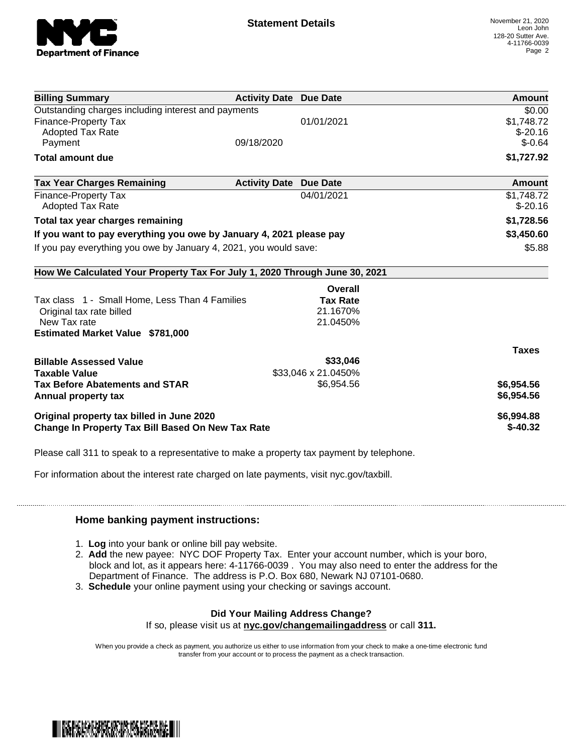# Statement Details

November 21, 2020
Leon John
128-20 Sutter Ave.
4-11766-0039

| Billing Summary | Activity Date | Due Date | Amount |
|---|---|---|---|
| Outstanding charges including interest and payments | | | $0.00 |
| Finance-Property Tax | | 01/01/2021 | $1,748.72 |
| Adopted Tax Rate | | | $-20.16 |
| Payment | 09/18/2020 | | $-0.64 |
| **Total amount due** | | | **$1,727.92** |

| Tax Year Charges Remaining | Activity Date | Due Date | Amount |
|---|---|---|---|
| Finance-Property Tax | | 04/01/2021 | $1,748.72 |
| Adopted Tax Rate | | | $-20.16 |
| **Total tax year charges remaining** | | | **$1,728.56** |
| **If you want to pay everything you owe by January 4, 2021 please pay** | | | **$3,450.60** |
| If you pay everything you owe by January 4, 2021, you would save: | | | $5.88 |

## How We Calculated Your Property Tax For July 1, 2020 Through June 30, 2021

| | Overall Tax Rate | |
|---|---|---|
| Tax class 1 - Small Home, Less Than 4 Families | | |
| Original tax rate billed | 21.1670% | |
| New Tax rate | 21.0450% | |
| **Estimated Market Value $781,000** | | |

| | | Taxes |
|---|---|---|
| **Billable Assessed Value** | $33,046 | |
| **Taxable Value** | $33,046 x 21.0450% | |
| **Tax Before Abatements and STAR** | $6,954.56 | $6,954.56 |
| **Annual property tax** | | $6,954.56 |
| **Original property tax billed in June 2020** | | $6,994.88 |
| **Change In Property Tax Bill Based On New Tax Rate** | | $-40.32 |

Please call 311 to speak to a representative to make a property tax payment by telephone.

For information about the interest rate charged on late payments, visit nyc.gov/taxbill.

### Home banking payment instructions:

1. **Log** into your bank or online bill pay website.
2. **Add** the new payee: NYC DOF Property Tax. Enter your account number, which is your boro, block and lot, as it appears here: 4-11766-0039 . You may also need to enter the address for the Department of Finance. The address is P.O. Box 680, Newark NJ 07101-0680.
3. **Schedule** your online payment using your checking or savings account.

**Did Your Mailing Address Change?**
If so, please visit us at **nyc.gov/changemailingaddress** or call **311.**

When you provide a check as payment, you authorize us either to use information from your check to make a one-time electronic fund transfer from your account or to process the payment as a check transaction.